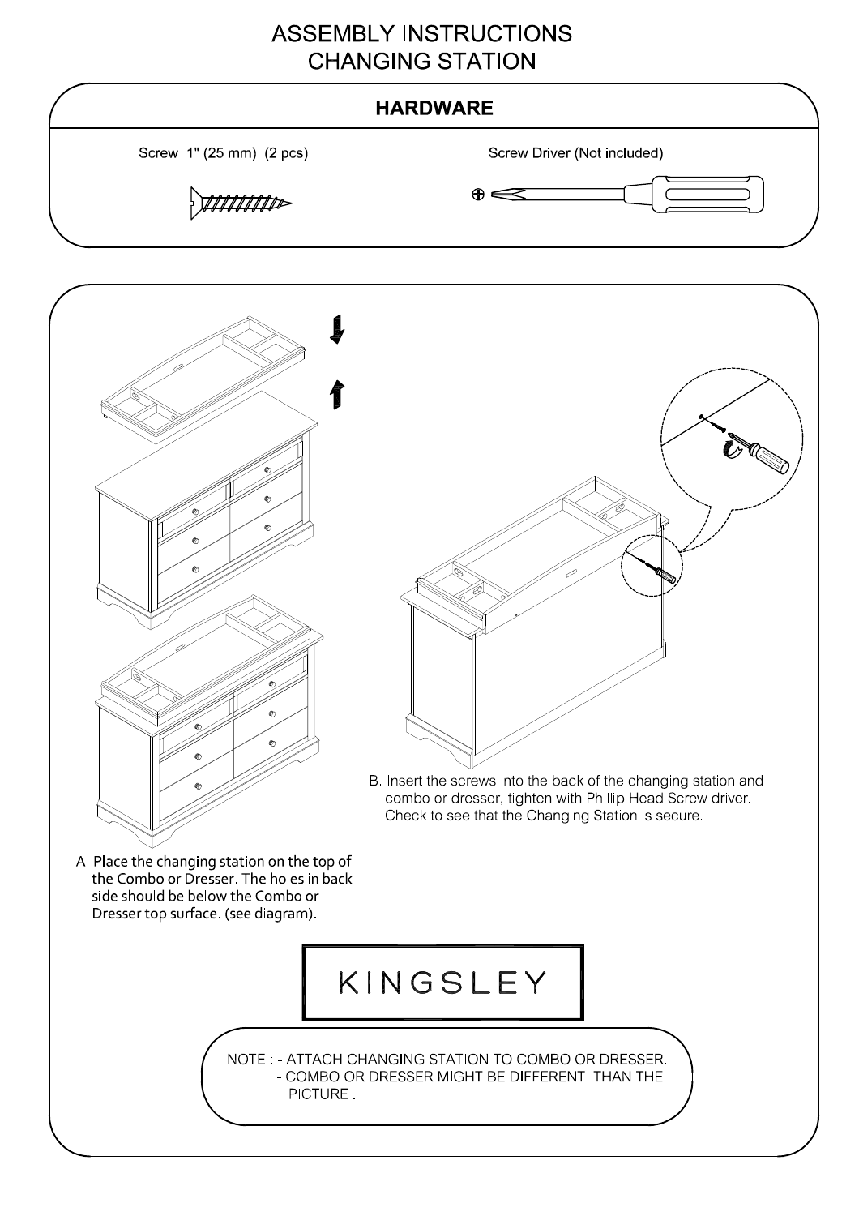# ASSEMBLY INSTRUCTIONS
# CHANGING STATION

## HARDWARE

| Screw 1" (25 mm) (2 pcs) | Screw Driver (Not included) |
| --- | --- |

A. Place the changing station on the top of the Combo or Dresser. The holes in back side should be below the Combo or Dresser top surface. (see diagram).

B. Insert the screws into the back of the changing station and combo or dresser, tighten with Phillip Head Screw driver. Check to see that the Changing Station is secure.

KINGSLEY

NOTE : - ATTACH CHANGING STATION TO COMBO OR DRESSER.
- COMBO OR DRESSER MIGHT BE DIFFERENT THAN THE PICTURE .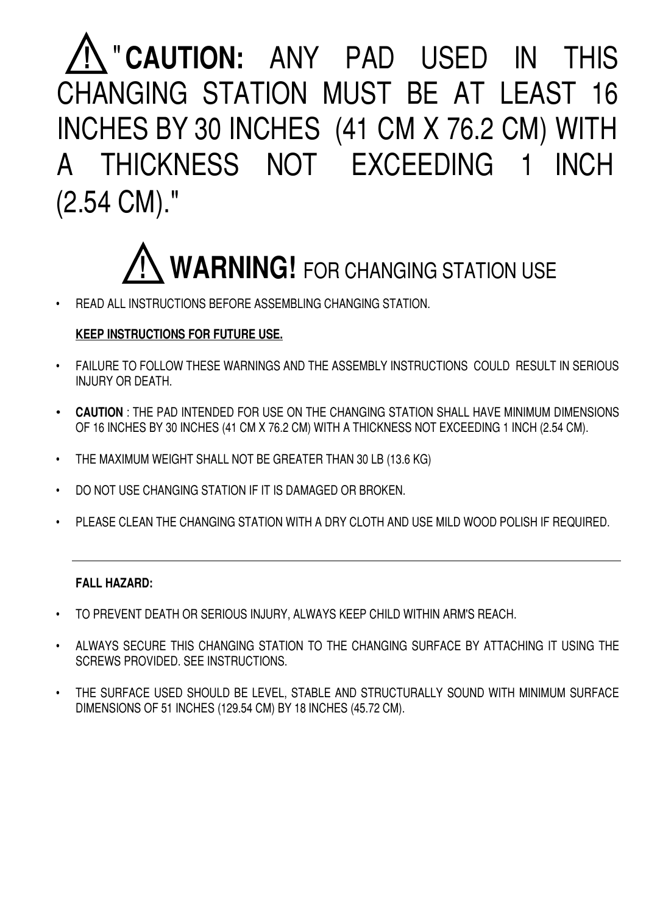# ⚠ "**CAUTION:** ANY PAD USED IN THIS CHANGING STATION MUST BE AT LEAST 16 INCHES BY 30 INCHES (41 CM X 76.2 CM) WITH A THICKNESS NOT EXCEEDING 1 INCH (2.54 CM)."

## ⚠ **WARNING!** FOR CHANGING STATION USE

- READ ALL INSTRUCTIONS BEFORE ASSEMBLING CHANGING STATION.

  **KEEP INSTRUCTIONS FOR FUTURE USE.**

- FAILURE TO FOLLOW THESE WARNINGS AND THE ASSEMBLY INSTRUCTIONS COULD RESULT IN SERIOUS INJURY OR DEATH.
- **CAUTION** : THE PAD INTENDED FOR USE ON THE CHANGING STATION SHALL HAVE MINIMUM DIMENSIONS OF 16 INCHES BY 30 INCHES (41 CM X 76.2 CM) WITH A THICKNESS NOT EXCEEDING 1 INCH (2.54 CM).
- THE MAXIMUM WEIGHT SHALL NOT BE GREATER THAN 30 LB (13.6 KG)
- DO NOT USE CHANGING STATION IF IT IS DAMAGED OR BROKEN.
- PLEASE CLEAN THE CHANGING STATION WITH A DRY CLOTH AND USE MILD WOOD POLISH IF REQUIRED.

---

**FALL HAZARD:**

- TO PREVENT DEATH OR SERIOUS INJURY, ALWAYS KEEP CHILD WITHIN ARM'S REACH.
- ALWAYS SECURE THIS CHANGING STATION TO THE CHANGING SURFACE BY ATTACHING IT USING THE SCREWS PROVIDED. SEE INSTRUCTIONS.
- THE SURFACE USED SHOULD BE LEVEL, STABLE AND STRUCTURALLY SOUND WITH MINIMUM SURFACE DIMENSIONS OF 51 INCHES (129.54 CM) BY 18 INCHES (45.72 CM).